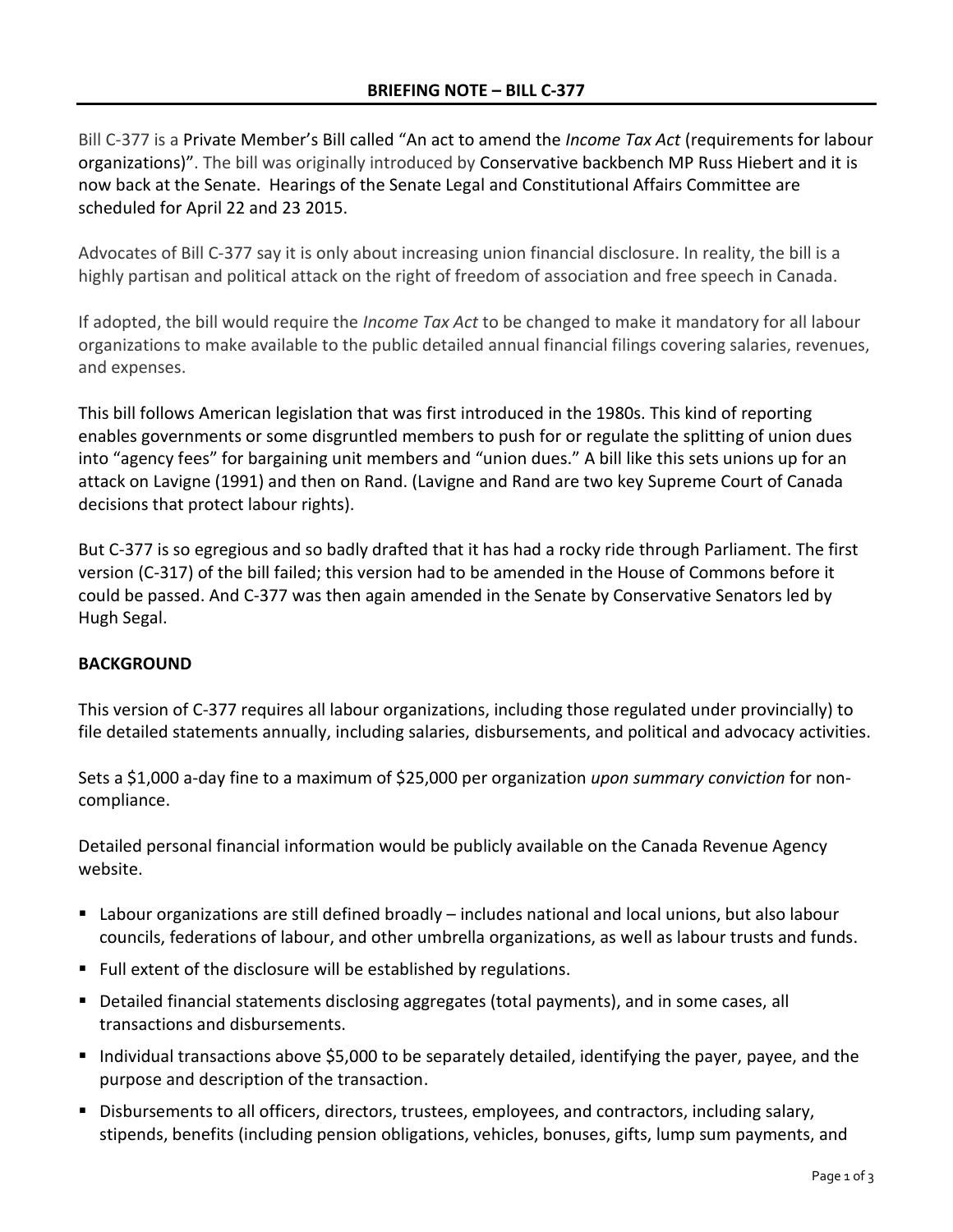## BRIEFING NOTE – BILL C-377

Bill C-377 is a Private Member's Bill called "An act to amend the *Income Tax Act* (requirements for labour organizations)". The bill was originally introduced by Conservative backbench MP Russ Hiebert and it is now back at the Senate. Hearings of the Senate Legal and Constitutional Affairs Committee are scheduled for April 22 and 23 2015.

Advocates of Bill C-377 say it is only about increasing union financial disclosure. In reality, the bill is a highly partisan and political attack on the right of freedom of association and free speech in Canada.

If adopted, the bill would require the *Income Tax Act* to be changed to make it mandatory for all labour organizations to make available to the public detailed annual financial filings covering salaries, revenues, and expenses.

This bill follows American legislation that was first introduced in the 1980s. This kind of reporting enables governments or some disgruntled members to push for or regulate the splitting of union dues into "agency fees" for bargaining unit members and "union dues." A bill like this sets unions up for an attack on Lavigne (1991) and then on Rand. (Lavigne and Rand are two key Supreme Court of Canada decisions that protect labour rights).

But C-377 is so egregious and so badly drafted that it has had a rocky ride through Parliament. The first version (C-317) of the bill failed; this version had to be amended in the House of Commons before it could be passed. And C-377 was then again amended in the Senate by Conservative Senators led by Hugh Segal.

### BACKGROUND

This version of C-377 requires all labour organizations, including those regulated under provincially) to file detailed statements annually, including salaries, disbursements, and political and advocacy activities.

Sets a $1,000 a-day fine to a maximum of $25,000 per organization *upon summary conviction* for non-compliance.

Detailed personal financial information would be publicly available on the Canada Revenue Agency website.

- Labour organizations are still defined broadly – includes national and local unions, but also labour councils, federations of labour, and other umbrella organizations, as well as labour trusts and funds.
- Full extent of the disclosure will be established by regulations.
- Detailed financial statements disclosing aggregates (total payments), and in some cases, all transactions and disbursements.
- Individual transactions above $5,000 to be separately detailed, identifying the payer, payee, and the purpose and description of the transaction.
- Disbursements to all officers, directors, trustees, employees, and contractors, including salary, stipends, benefits (including pension obligations, vehicles, bonuses, gifts, lump sum payments, and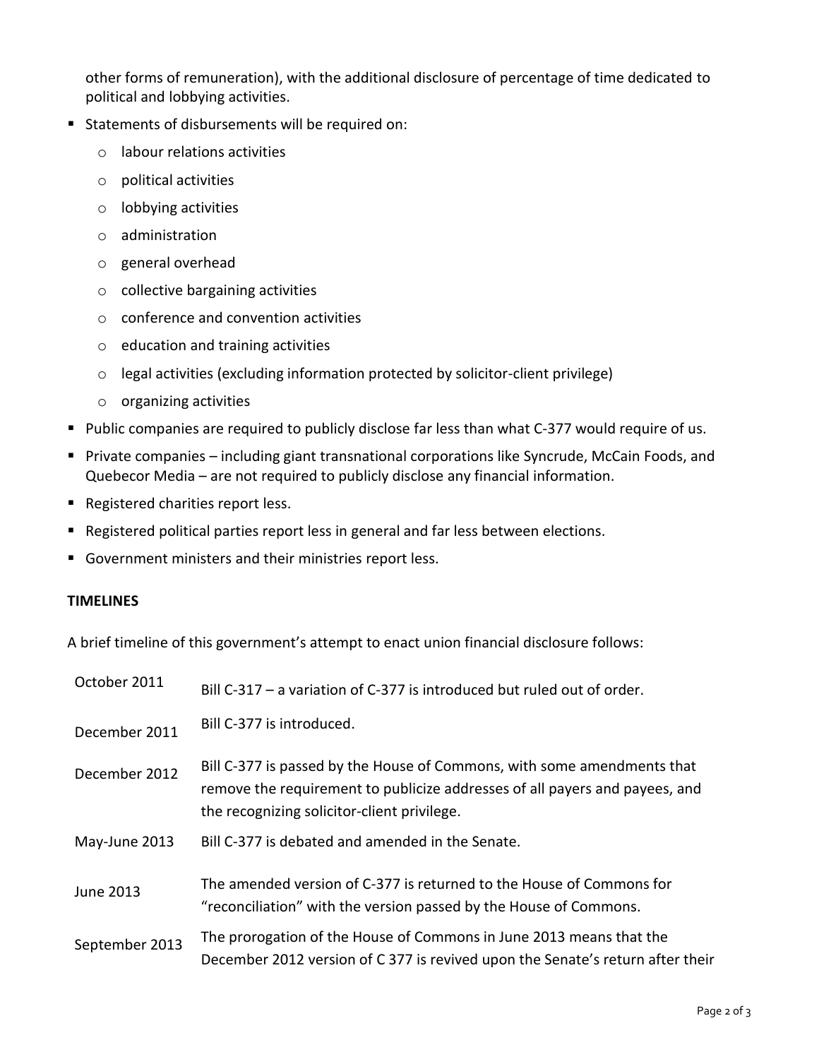other forms of remuneration), with the additional disclosure of percentage of time dedicated to political and lobbying activities.

- Statements of disbursements will be required on:
  - labour relations activities
  - political activities
  - lobbying activities
  - administration
  - general overhead
  - collective bargaining activities
  - conference and convention activities
  - education and training activities
  - legal activities (excluding information protected by solicitor-client privilege)
  - organizing activities
- Public companies are required to publicly disclose far less than what C-377 would require of us.
- Private companies – including giant transnational corporations like Syncrude, McCain Foods, and Quebecor Media – are not required to publicly disclose any financial information.
- Registered charities report less.
- Registered political parties report less in general and far less between elections.
- Government ministers and their ministries report less.

**TIMELINES**

A brief timeline of this government's attempt to enact union financial disclosure follows:

| | |
|---|---|
| October 2011 | Bill C-317 – a variation of C-377 is introduced but ruled out of order. |
| December 2011 | Bill C-377 is introduced. |
| December 2012 | Bill C-377 is passed by the House of Commons, with some amendments that remove the requirement to publicize addresses of all payers and payees, and the recognizing solicitor-client privilege. |
| May-June 2013 | Bill C-377 is debated and amended in the Senate. |
| June 2013 | The amended version of C-377 is returned to the House of Commons for "reconciliation" with the version passed by the House of Commons. |
| September 2013 | The prorogation of the House of Commons in June 2013 means that the December 2012 version of C 377 is revived upon the Senate's return after their |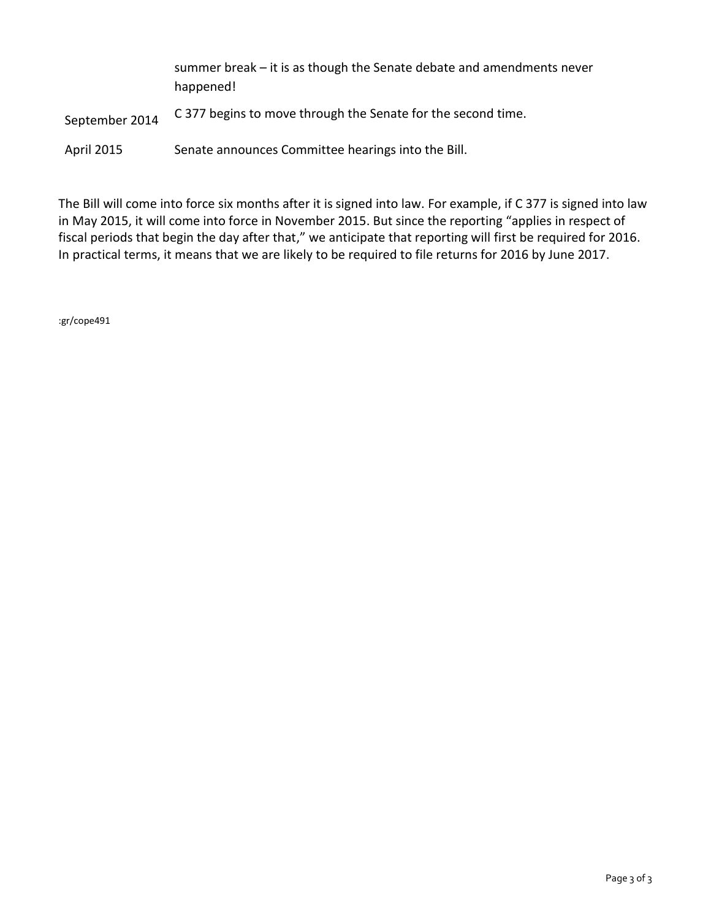| | |
|---|---|
| | summer break – it is as though the Senate debate and amendments never happened! |
| September 2014 | C 377 begins to move through the Senate for the second time. |
| April 2015 | Senate announces Committee hearings into the Bill. |

The Bill will come into force six months after it is signed into law. For example, if C 377 is signed into law in May 2015, it will come into force in November 2015. But since the reporting "applies in respect of fiscal periods that begin the day after that," we anticipate that reporting will first be required for 2016. In practical terms, it means that we are likely to be required to file returns for 2016 by June 2017.

:gr/cope491